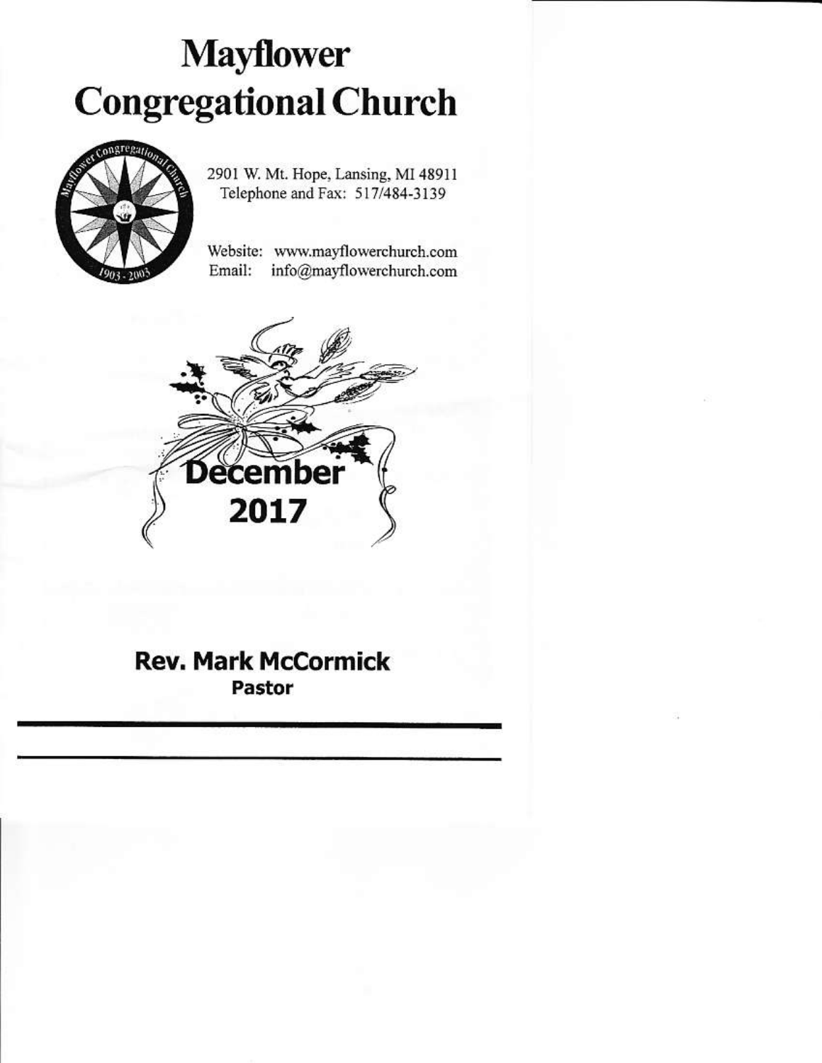# Mayflower Congregational Church

2901 W. Mt. Hope, Lansing, MI 48911
Telephone and Fax: 517/484-3139

Website: www.mayflowerchurch.com
Email: info@mayflowerchurch.com

## December 2017

**Rev. Mark McCormick**
**Pastor**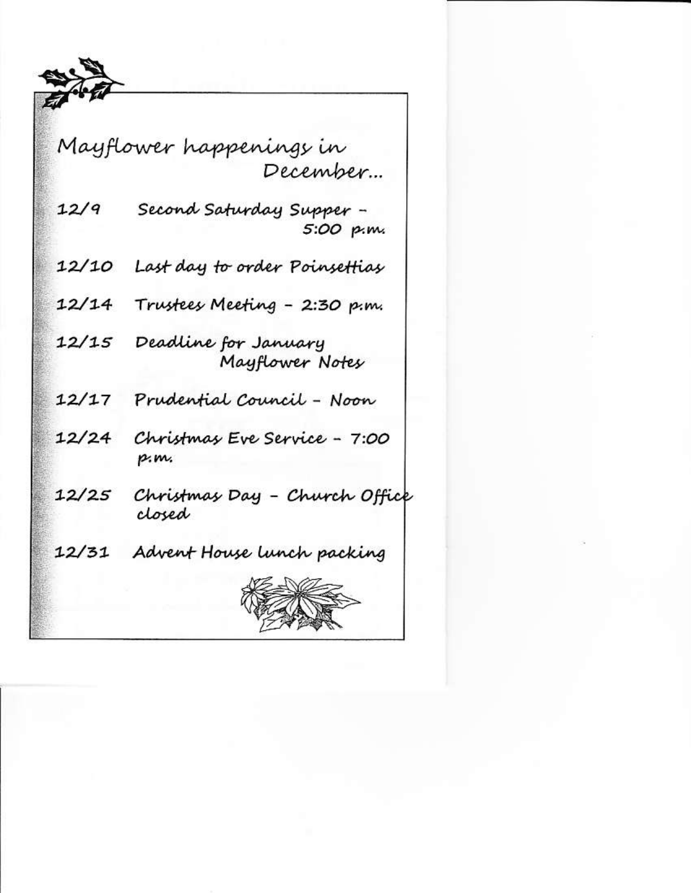# Mayflower happenings in December...

| | |
|---|---|
| 12/9 | Second Saturday Supper – 5:00 p.m. |
| 12/10 | Last day to order Poinsettias |
| 12/14 | Trustees Meeting – 2:30 p.m. |
| 12/15 | Deadline for January Mayflower Notes |
| 12/17 | Prudential Council – Noon |
| 12/24 | Christmas Eve Service – 7:00 p.m. |
| 12/25 | Christmas Day – Church Office closed |
| 12/31 | Advent House lunch packing |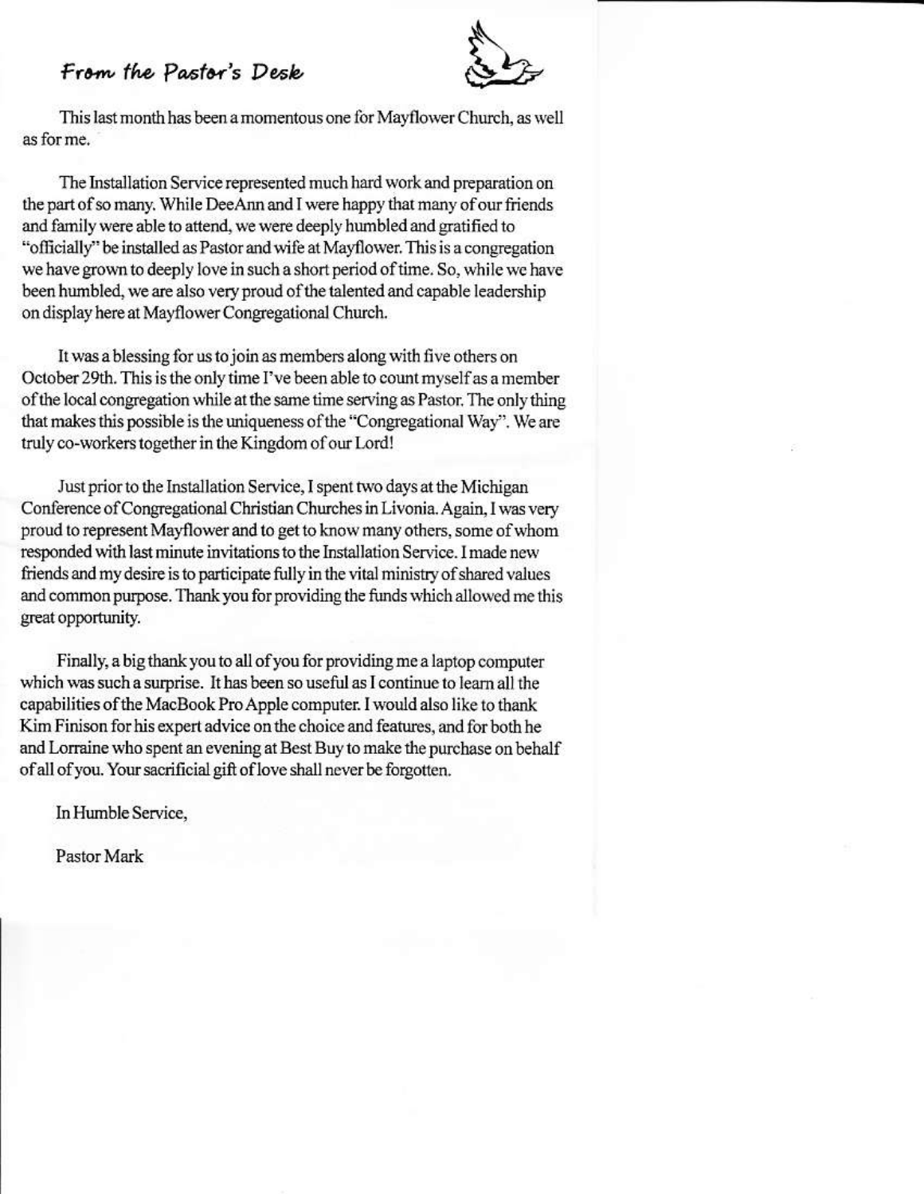## From the Pastor's Desk

This last month has been a momentous one for Mayflower Church, as well as for me.

The Installation Service represented much hard work and preparation on the part of so many. While DeeAnn and I were happy that many of our friends and family were able to attend, we were deeply humbled and gratified to "officially" be installed as Pastor and wife at Mayflower. This is a congregation we have grown to deeply love in such a short period of time. So, while we have been humbled, we are also very proud of the talented and capable leadership on display here at Mayflower Congregational Church.

It was a blessing for us to join as members along with five others on October 29th. This is the only time I've been able to count myself as a member of the local congregation while at the same time serving as Pastor. The only thing that makes this possible is the uniqueness of the "Congregational Way". We are truly co-workers together in the Kingdom of our Lord!

Just prior to the Installation Service, I spent two days at the Michigan Conference of Congregational Christian Churches in Livonia. Again, I was very proud to represent Mayflower and to get to know many others, some of whom responded with last minute invitations to the Installation Service. I made new friends and my desire is to participate fully in the vital ministry of shared values and common purpose. Thank you for providing the funds which allowed me this great opportunity.

Finally, a big thank you to all of you for providing me a laptop computer which was such a surprise. It has been so useful as I continue to learn all the capabilities of the MacBook Pro Apple computer. I would also like to thank Kim Finison for his expert advice on the choice and features, and for both he and Lorraine who spent an evening at Best Buy to make the purchase on behalf of all of you. Your sacrificial gift of love shall never be forgotten.

In Humble Service,

Pastor Mark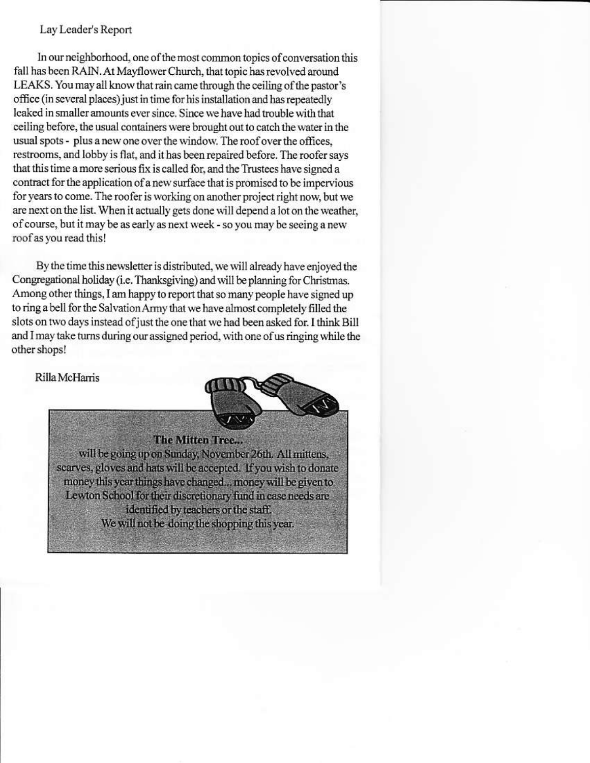## Lay Leader's Report

In our neighborhood, one of the most common topics of conversation this fall has been RAIN. At Mayflower Church, that topic has revolved around LEAKS. You may all know that rain came through the ceiling of the pastor's office (in several places) just in time for his installation and has repeatedly leaked in smaller amounts ever since. Since we have had trouble with that ceiling before, the usual containers were brought out to catch the water in the usual spots - plus a new one over the window. The roof over the offices, restrooms, and lobby is flat, and it has been repaired before. The roofer says that this time a more serious fix is called for, and the Trustees have signed a contract for the application of a new surface that is promised to be impervious for years to come. The roofer is working on another project right now, but we are next on the list. When it actually gets done will depend a lot on the weather, of course, but it may be as early as next week - so you may be seeing a new roof as you read this!

By the time this newsletter is distributed, we will already have enjoyed the Congregational holiday (i.e. Thanksgiving) and will be planning for Christmas. Among other things, I am happy to report that so many people have signed up to ring a bell for the Salvation Army that we have almost completely filled the slots on two days instead of just the one that we had been asked for. I think Bill and I may take turns during our assigned period, with one of us ringing while the other shops!

Rilla McHarris

**The Mitten Tree...**

will be going up on Sunday, November 26th. All mittens, scarves, gloves and hats will be accepted. If you wish to donate money this year things have changed... money will be given to Lewton School for their discretionary fund in case needs are identified by teachers or the staff.

We will not be doing the shopping this year.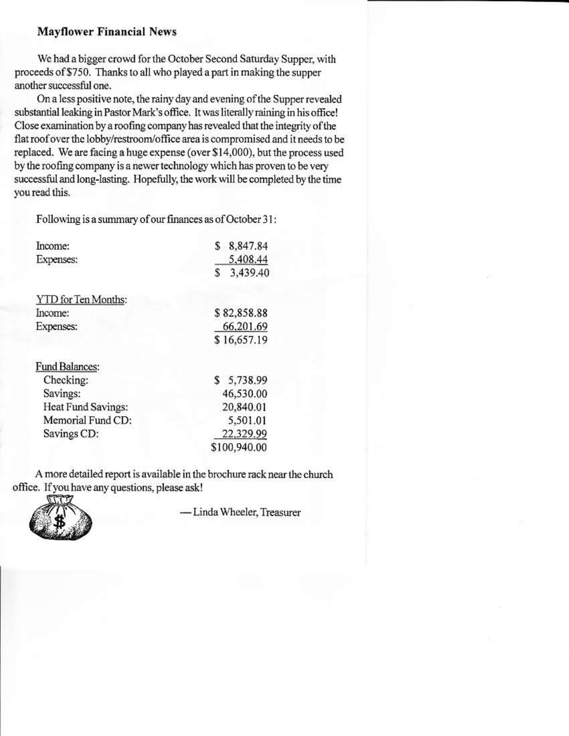## Mayflower Financial News

We had a bigger crowd for the October Second Saturday Supper, with proceeds of $750. Thanks to all who played a part in making the supper another successful one.

On a less positive note, the rainy day and evening of the Supper revealed substantial leaking in Pastor Mark's office. It was literally raining in his office! Close examination by a roofing company has revealed that the integrity of the flat roof over the lobby/restroom/office area is compromised and it needs to be replaced. We are facing a huge expense (over $14,000), but the process used by the roofing company is a newer technology which has proven to be very successful and long-lasting. Hopefully, the work will be completed by the time you read this.

Following is a summary of our finances as of October 31:

| | |
|---|---|
| Income: | $ 8,847.84 |
| Expenses: | 5,408.44 |
| | $ 3,439.40 |
| | |
| YTD for Ten Months: | |
| Income: | $ 82,858.88 |
| Expenses: | 66,201.69 |
| | $ 16,657.19 |
| | |
| Fund Balances: | |
| Checking: | $ 5,738.99 |
| Savings: | 46,530.00 |
| Heat Fund Savings: | 20,840.01 |
| Memorial Fund CD: | 5,501.01 |
| Savings CD: | 22,329.99 |
| | $100,940.00 |

A more detailed report is available in the brochure rack near the church office. If you have any questions, please ask!

— Linda Wheeler, Treasurer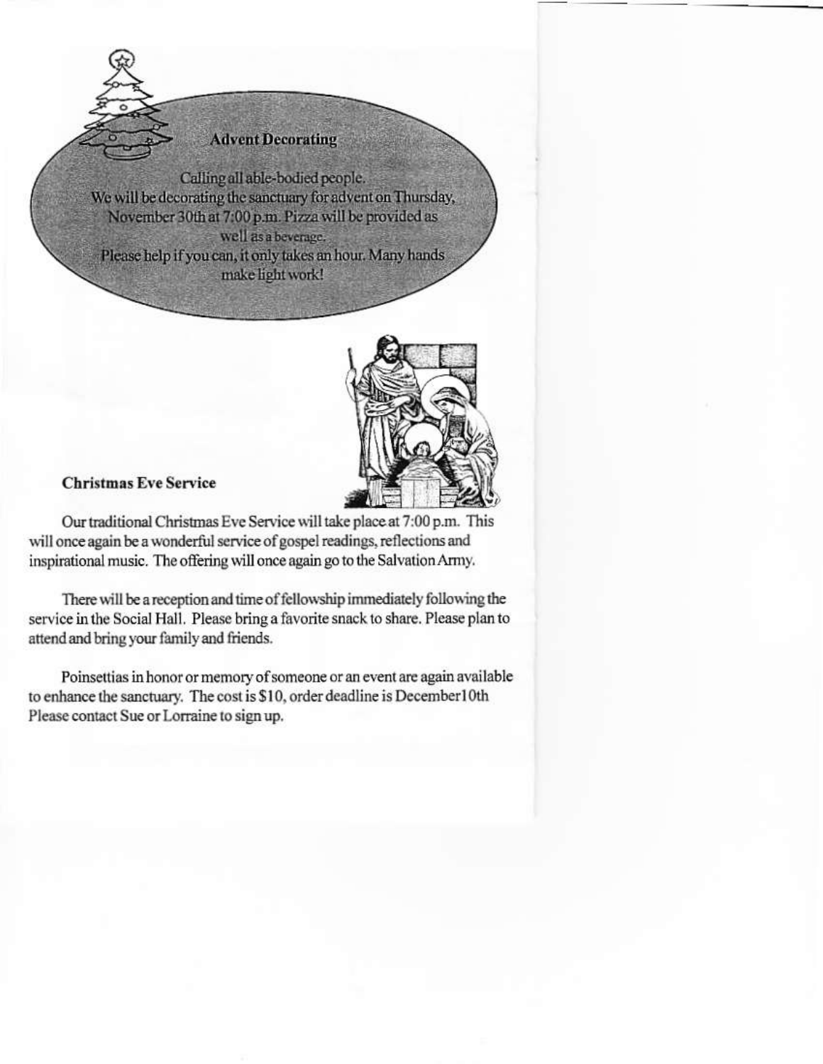## Advent Decorating

Calling all able-bodied people.
We will be decorating the sanctuary for advent on Thursday, November 30th at 7:00 p.m. Pizza will be provided as well as a beverage.
Please help if you can, it only takes an hour. Many hands make light work!

**Christmas Eve Service**

Our traditional Christmas Eve Service will take place at 7:00 p.m. This will once again be a wonderful service of gospel readings, reflections and inspirational music. The offering will once again go to the Salvation Army.

There will be a reception and time of fellowship immediately following the service in the Social Hall. Please bring a favorite snack to share. Please plan to attend and bring your family and friends.

Poinsettias in honor or memory of someone or an event are again available to enhance the sanctuary. The cost is $10, order deadline is December10th Please contact Sue or Lorraine to sign up.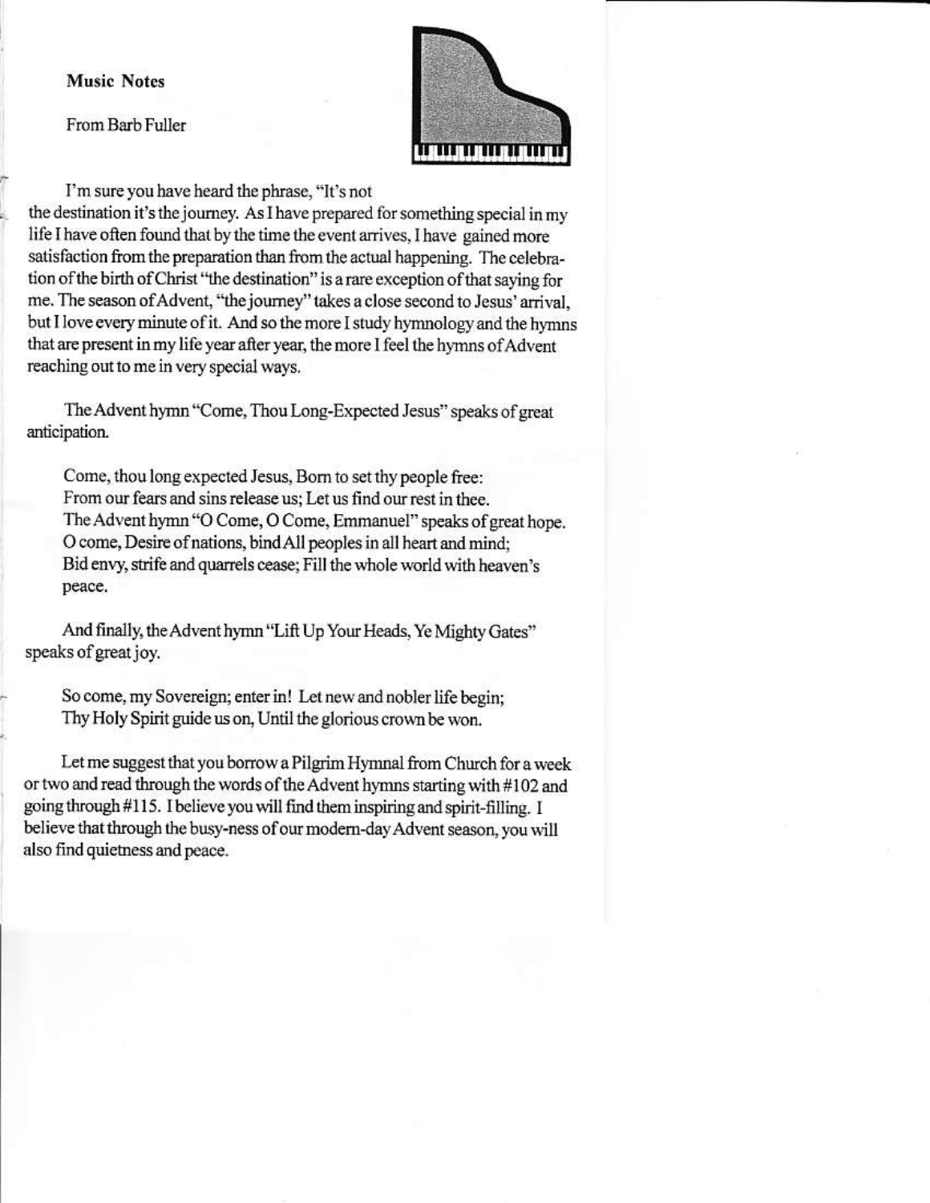**Music Notes**

From Barb Fuller

I'm sure you have heard the phrase, "It's not the destination it's the journey. As I have prepared for something special in my life I have often found that by the time the event arrives, I have gained more satisfaction from the preparation than from the actual happening. The celebration of the birth of Christ "the destination" is a rare exception of that saying for me. The season of Advent, "the journey" takes a close second to Jesus' arrival, but I love every minute of it. And so the more I study hymnology and the hymns that are present in my life year after year, the more I feel the hymns of Advent reaching out to me in very special ways.

The Advent hymn "Come, Thou Long-Expected Jesus" speaks of great anticipation.

> Come, thou long expected Jesus, Born to set thy people free:
> From our fears and sins release us; Let us find our rest in thee.
> The Advent hymn "O Come, O Come, Emmanuel" speaks of great hope.
> O come, Desire of nations, bind All peoples in all heart and mind;
> Bid envy, strife and quarrels cease; Fill the whole world with heaven's peace.

And finally, the Advent hymn "Lift Up Your Heads, Ye Mighty Gates" speaks of great joy.

> So come, my Sovereign; enter in! Let new and nobler life begin;
> Thy Holy Spirit guide us on, Until the glorious crown be won.

Let me suggest that you borrow a Pilgrim Hymnal from Church for a week or two and read through the words of the Advent hymns starting with #102 and going through #115. I believe you will find them inspiring and spirit-filling. I believe that through the busy-ness of our modern-day Advent season, you will also find quietness and peace.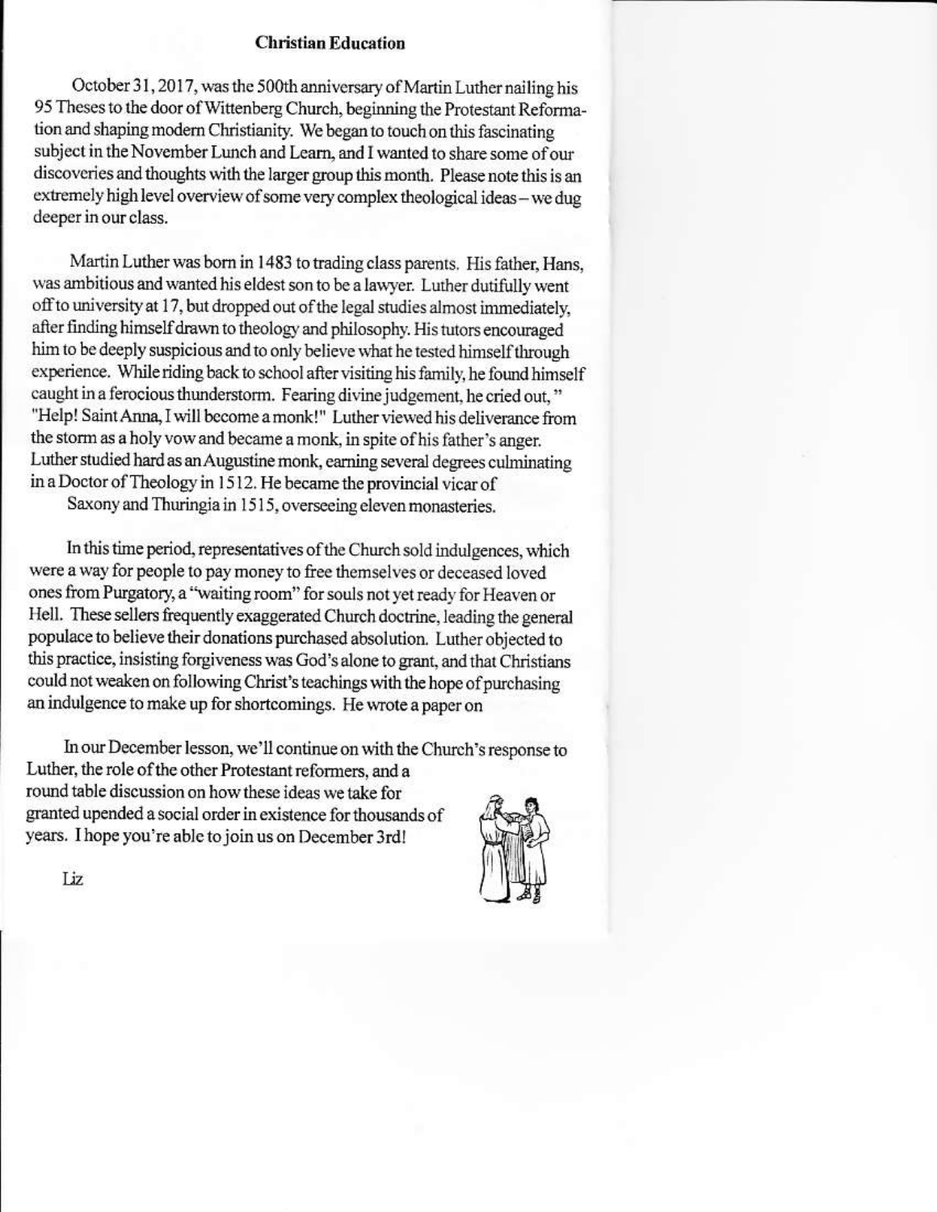## Christian Education

October 31, 2017, was the 500th anniversary of Martin Luther nailing his 95 Theses to the door of Wittenberg Church, beginning the Protestant Reformation and shaping modern Christianity. We began to touch on this fascinating subject in the November Lunch and Learn, and I wanted to share some of our discoveries and thoughts with the larger group this month. Please note this is an extremely high level overview of some very complex theological ideas – we dug deeper in our class.

Martin Luther was born in 1483 to trading class parents. His father, Hans, was ambitious and wanted his eldest son to be a lawyer. Luther dutifully went off to university at 17, but dropped out of the legal studies almost immediately, after finding himself drawn to theology and philosophy. His tutors encouraged him to be deeply suspicious and to only believe what he tested himself through experience. While riding back to school after visiting his family, he found himself caught in a ferocious thunderstorm. Fearing divine judgement, he cried out, " "Help! Saint Anna, I will become a monk!" Luther viewed his deliverance from the storm as a holy vow and became a monk, in spite of his father's anger. Luther studied hard as an Augustine monk, earning several degrees culminating in a Doctor of Theology in 1512. He became the provincial vicar of Saxony and Thuringia in 1515, overseeing eleven monasteries.

In this time period, representatives of the Church sold indulgences, which were a way for people to pay money to free themselves or deceased loved ones from Purgatory, a "waiting room" for souls not yet ready for Heaven or Hell. These sellers frequently exaggerated Church doctrine, leading the general populace to believe their donations purchased absolution. Luther objected to this practice, insisting forgiveness was God's alone to grant, and that Christians could not weaken on following Christ's teachings with the hope of purchasing an indulgence to make up for shortcomings. He wrote a paper on

In our December lesson, we'll continue on with the Church's response to Luther, the role of the other Protestant reformers, and a round table discussion on how these ideas we take for granted upended a social order in existence for thousands of years. I hope you're able to join us on December 3rd!

Liz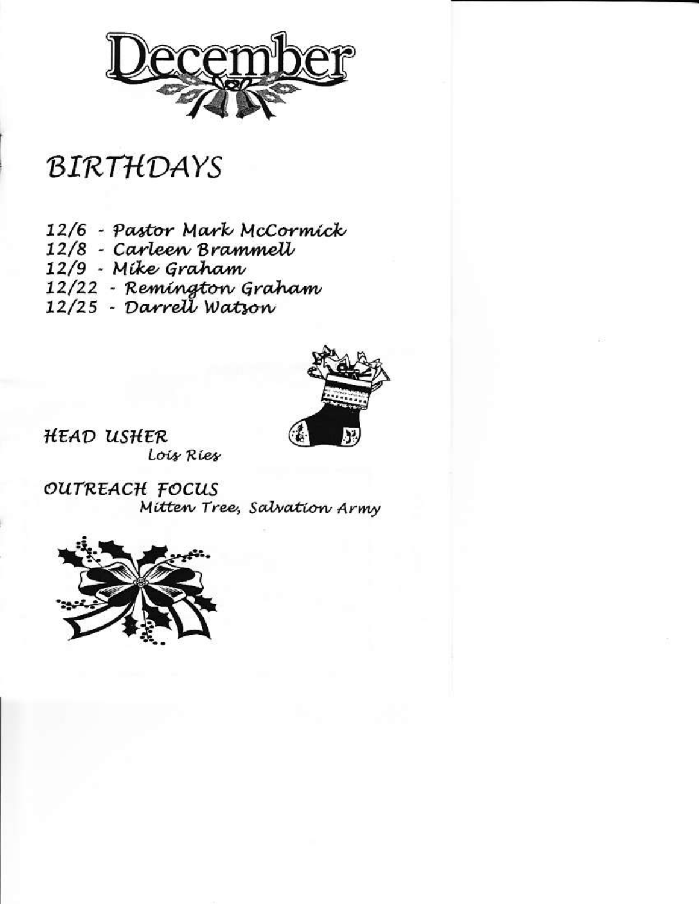# December

## BIRTHDAYS

12/6 - Pastor Mark McCormick
12/8 - Carleen Brammell
12/9 - Mike Graham
12/22 - Remington Graham
12/25 - Darrell Watson

**HEAD USHER**
Lois Ries

**OUTREACH FOCUS**
Mitten Tree, Salvation Army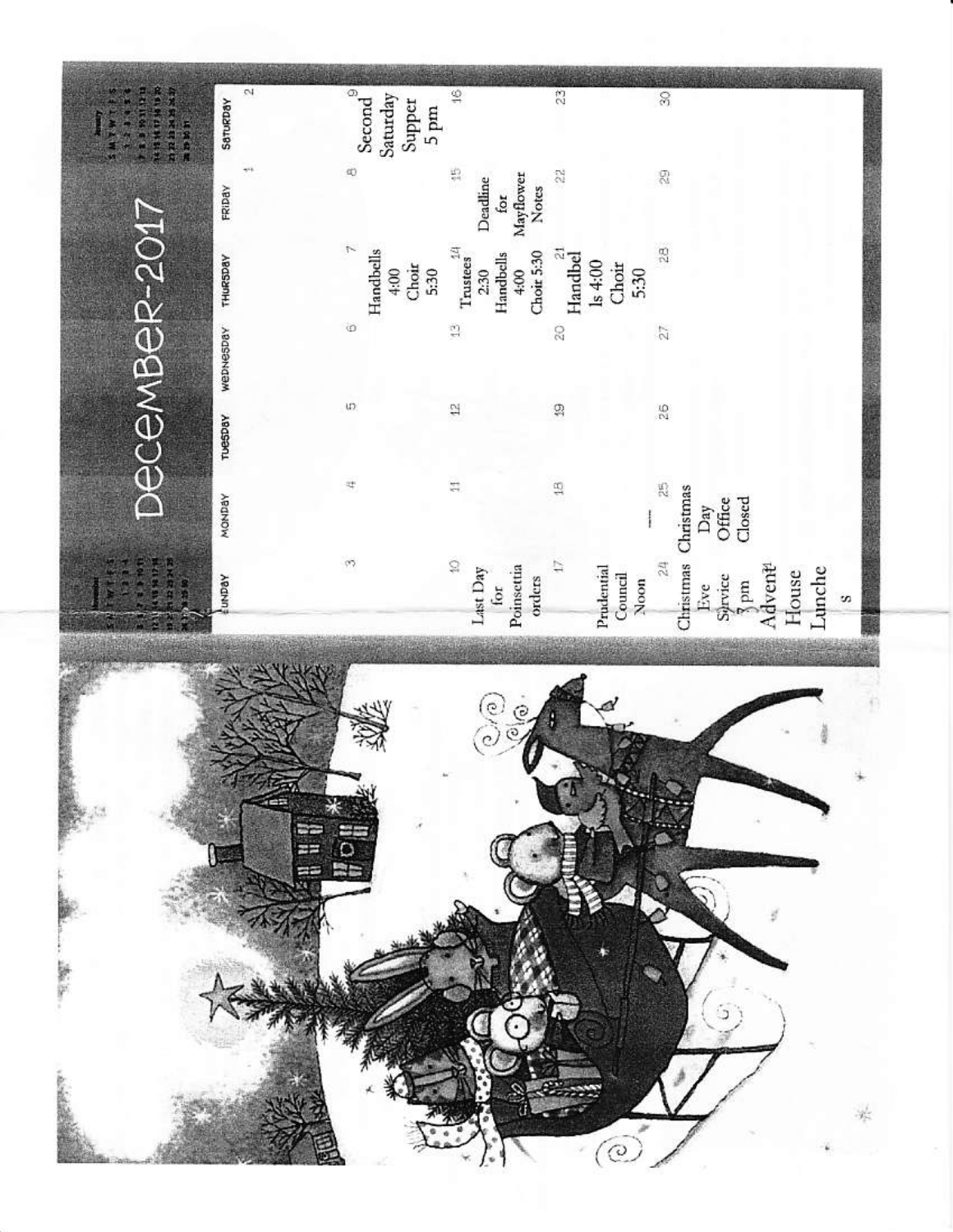# December-2017

| Sunday | Monday | Tuesday | Wednesday | Thursday | Friday | Saturday |
|---|---|---|---|---|---|---|
| | | | | | 1 | 2 |
| 3 | 4 | 5 | 6 | 7 Handbells 4:00 Choir 5:30 | 8 | 9 Second Saturday Supper 5 pm |
| 10 Last Day for Poinsettia orders | 11 | 12 | 13 | 14 Trustees 2:30 Handbells 4:00 Choir 5:30 | 15 Deadline for Mayflower Notes | 16 |
| 17 Prudential Council Noon | 18 | 19 | 20 | 21 Handbells 4:00 Choir 5:30 | 22 | 23 |
| 24 Christmas Eve Service 3 pm Advent House Lunches | 25 Christmas Day Office Closed | 26 | 27 | 28 | 29 | 30 |
| 31 | | | | | | |